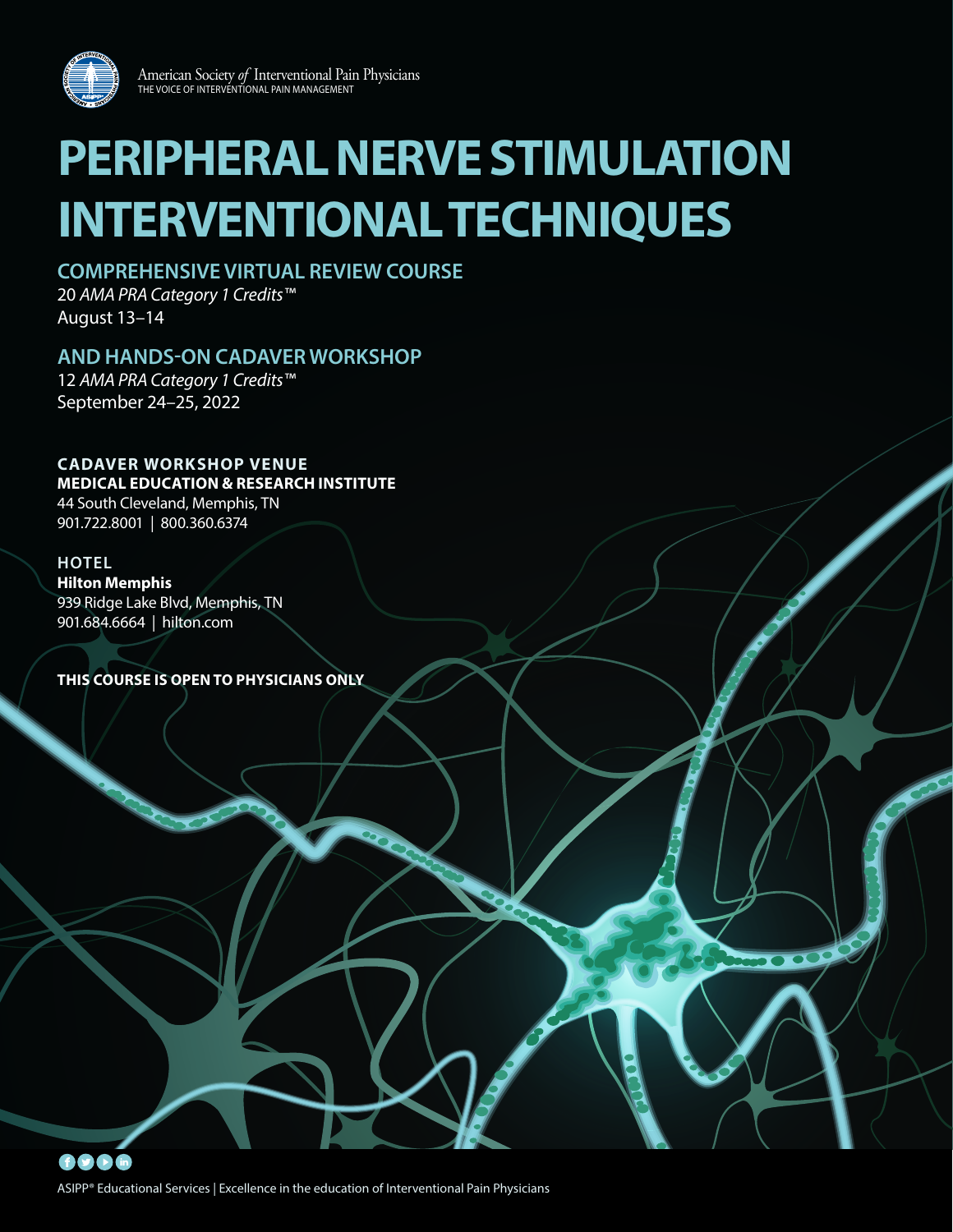American Society *of* Interventional Pain Physicians
THE VOICE OF INTERVENTIONAL PAIN MANAGEMENT

# PERIPHERAL NERVE STIMULATION INTERVENTIONAL TECHNIQUES

## COMPREHENSIVE VIRTUAL REVIEW COURSE

20 *AMA PRA Category 1 Credits*™
August 13–14

## AND HANDS-ON CADAVER WORKSHOP

12 *AMA PRA Category 1 Credits*™
September 24–25, 2022

### CADAVER WORKSHOP VENUE

**MEDICAL EDUCATION & RESEARCH INSTITUTE**
44 South Cleveland, Memphis, TN
901.722.8001 | 800.360.6374

### HOTEL

**Hilton Memphis**
939 Ridge Lake Blvd, Memphis, TN
901.684.6664 | hilton.com

**THIS COURSE IS OPEN TO PHYSICIANS ONLY**

ASIPP® Educational Services | Excellence in the education of Interventional Pain Physicians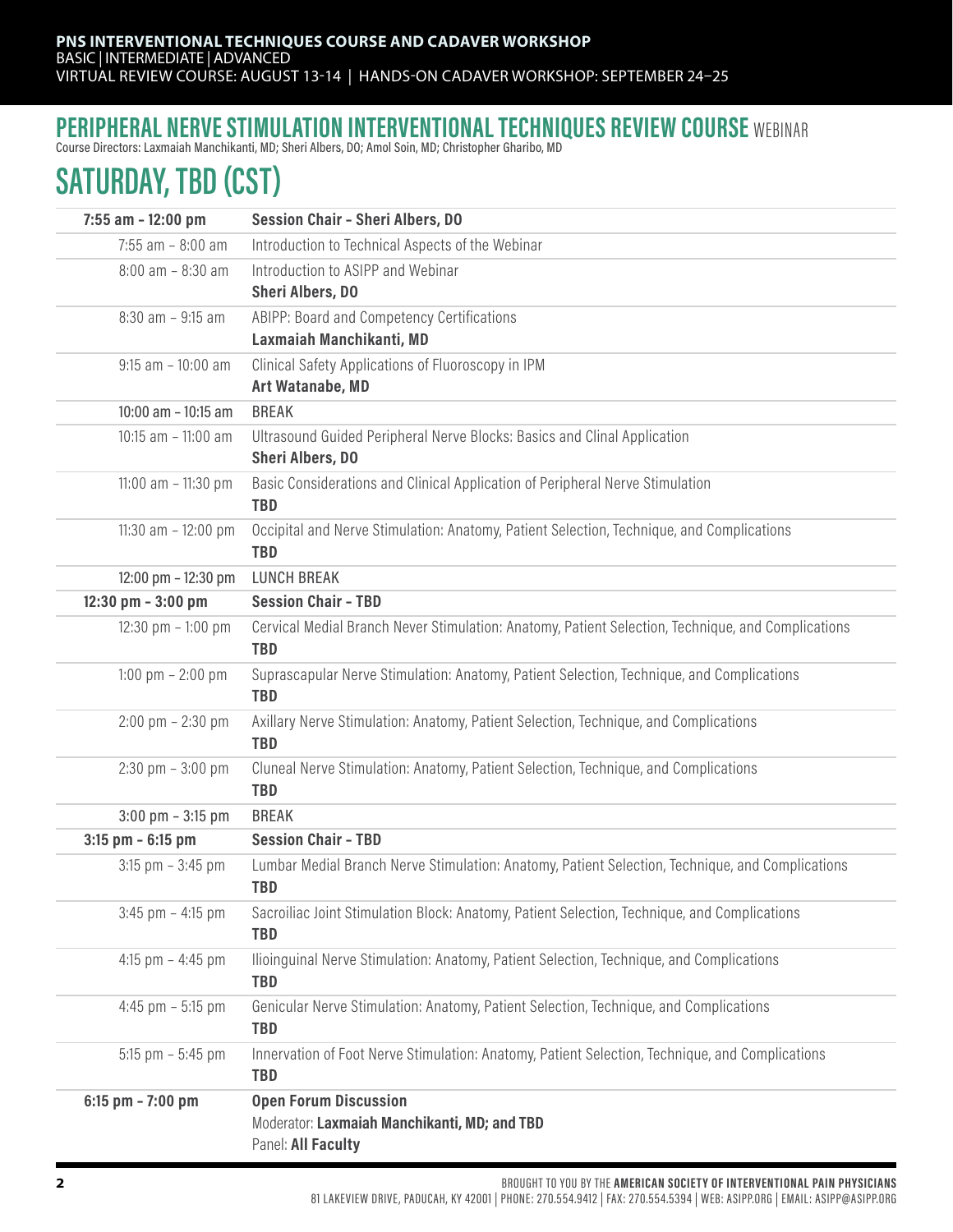**PNS INTERVENTIONAL TECHNIQUES COURSE AND CADAVER WORKSHOP**
BASIC | INTERMEDIATE | ADVANCED
VIRTUAL REVIEW COURSE: AUGUST 13-14 | HANDS-ON CADAVER WORKSHOP: SEPTEMBER 24–25

## PERIPHERAL NERVE STIMULATION INTERVENTIONAL TECHNIQUES REVIEW COURSE WEBINAR

Course Directors: Laxmaiah Manchikanti, MD; Sheri Albers, DO; Amol Soin, MD; Christopher Gharibo, MD

# SATURDAY, TBD (CST)

| | |
|---|---|
| **7:55 am - 12:00 pm** | **Session Chair - Sheri Albers, DO** |
| 7:55 am – 8:00 am | Introduction to Technical Aspects of the Webinar |
| 8:00 am – 8:30 am | Introduction to ASIPP and Webinar<br>**Sheri Albers, DO** |
| 8:30 am – 9:15 am | ABIPP: Board and Competency Certifications<br>**Laxmaiah Manchikanti, MD** |
| 9:15 am – 10:00 am | Clinical Safety Applications of Fluoroscopy in IPM<br>**Art Watanabe, MD** |
| 10:00 am – 10:15 am | BREAK |
| 10:15 am – 11:00 am | Ultrasound Guided Peripheral Nerve Blocks: Basics and Clinal Application<br>**Sheri Albers, DO** |
| 11:00 am – 11:30 pm | Basic Considerations and Clinical Application of Peripheral Nerve Stimulation<br>**TBD** |
| 11:30 am – 12:00 pm | Occipital and Nerve Stimulation: Anatomy, Patient Selection, Technique, and Complications<br>**TBD** |
| 12:00 pm – 12:30 pm | LUNCH BREAK |
| **12:30 pm - 3:00 pm** | **Session Chair - TBD** |
| 12:30 pm – 1:00 pm | Cervical Medial Branch Never Stimulation: Anatomy, Patient Selection, Technique, and Complications<br>**TBD** |
| 1:00 pm – 2:00 pm | Suprascapular Nerve Stimulation: Anatomy, Patient Selection, Technique, and Complications<br>**TBD** |
| 2:00 pm – 2:30 pm | Axillary Nerve Stimulation: Anatomy, Patient Selection, Technique, and Complications<br>**TBD** |
| 2:30 pm – 3:00 pm | Cluneal Nerve Stimulation: Anatomy, Patient Selection, Technique, and Complications<br>**TBD** |
| 3:00 pm – 3:15 pm | BREAK |
| **3:15 pm - 6:15 pm** | **Session Chair - TBD** |
| 3:15 pm – 3:45 pm | Lumbar Medial Branch Nerve Stimulation: Anatomy, Patient Selection, Technique, and Complications<br>**TBD** |
| 3:45 pm – 4:15 pm | Sacroiliac Joint Stimulation Block: Anatomy, Patient Selection, Technique, and Complications<br>**TBD** |
| 4:15 pm – 4:45 pm | Ilioinguinal Nerve Stimulation: Anatomy, Patient Selection, Technique, and Complications<br>**TBD** |
| 4:45 pm – 5:15 pm | Genicular Nerve Stimulation: Anatomy, Patient Selection, Technique, and Complications<br>**TBD** |
| 5:15 pm – 5:45 pm | Innervation of Foot Nerve Stimulation: Anatomy, Patient Selection, Technique, and Complications<br>**TBD** |
| **6:15 pm - 7:00 pm** | **Open Forum Discussion**<br>Moderator: **Laxmaiah Manchikanti, MD; and TBD**<br>Panel: **All Faculty** |

BROUGHT TO YOU BY THE **AMERICAN SOCIETY OF INTERVENTIONAL PAIN PHYSICIANS**
81 LAKEVIEW DRIVE, PADUCAH, KY 42001 | PHONE: 270.554.9412 | FAX: 270.554.5394 | WEB: ASIPP.ORG | EMAIL: ASIPP@ASIPP.ORG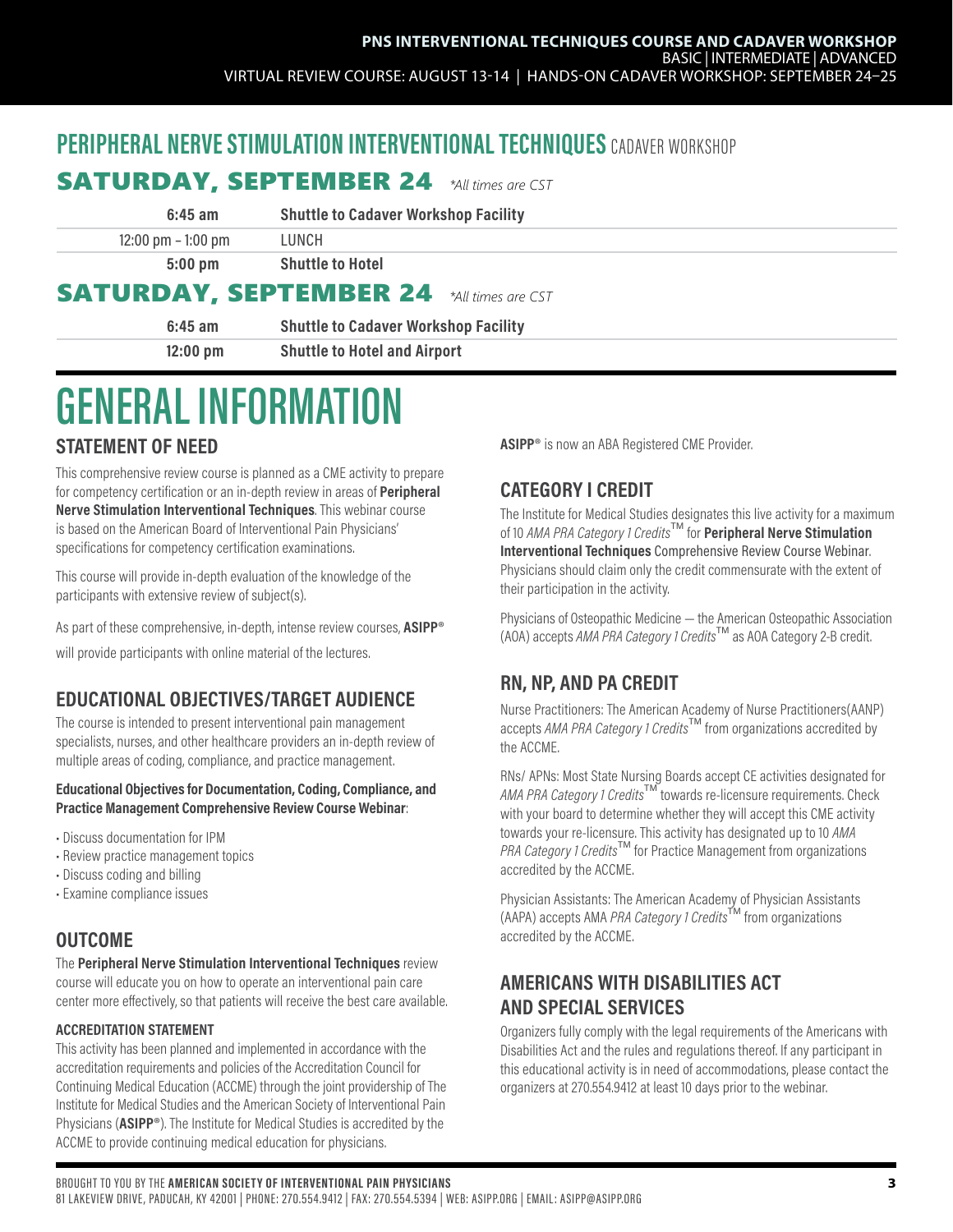## PERIPHERAL NERVE STIMULATION INTERVENTIONAL TECHNIQUES CADAVER WORKSHOP

### SATURDAY, SEPTEMBER 24 *\*All times are CST*

| | |
|---|---|
| **6:45 am** | **Shuttle to Cadaver Workshop Facility** |
| 12:00 pm – 1:00 pm | LUNCH |
| **5:00 pm** | **Shuttle to Hotel** |

### SATURDAY, SEPTEMBER 24 *\*All times are CST*

| | |
|---|---|
| **6:45 am** | **Shuttle to Cadaver Workshop Facility** |
| **12:00 pm** | **Shuttle to Hotel and Airport** |

# GENERAL INFORMATION

## STATEMENT OF NEED

This comprehensive review course is planned as a CME activity to prepare for competency certification or an in-depth review in areas of **Peripheral Nerve Stimulation Interventional Techniques**. This webinar course is based on the American Board of Interventional Pain Physicians' specifications for competency certification examinations.

This course will provide in-depth evaluation of the knowledge of the participants with extensive review of subject(s).

As part of these comprehensive, in-depth, intense review courses, **ASIPP®** will provide participants with online material of the lectures.

## EDUCATIONAL OBJECTIVES/TARGET AUDIENCE

The course is intended to present interventional pain management specialists, nurses, and other healthcare providers an in-depth review of multiple areas of coding, compliance, and practice management.

**Educational Objectives for Documentation, Coding, Compliance, and Practice Management Comprehensive Review Course Webinar**:

- Discuss documentation for IPM
- Review practice management topics
- Discuss coding and billing
- Examine compliance issues

## OUTCOME

The **Peripheral Nerve Stimulation Interventional Techniques** review course will educate you on how to operate an interventional pain care center more effectively, so that patients will receive the best care available.

### ACCREDITATION STATEMENT

This activity has been planned and implemented in accordance with the accreditation requirements and policies of the Accreditation Council for Continuing Medical Education (ACCME) through the joint providership of The Institute for Medical Studies and the American Society of Interventional Pain Physicians (**ASIPP®**). The Institute for Medical Studies is accredited by the ACCME to provide continuing medical education for physicians.

**ASIPP®** is now an ABA Registered CME Provider.

## CATEGORY I CREDIT

The Institute for Medical Studies designates this live activity for a maximum of 10 *AMA PRA Category 1 Credits*™ for **Peripheral Nerve Stimulation Interventional Techniques** Comprehensive Review Course Webinar. Physicians should claim only the credit commensurate with the extent of their participation in the activity.

Physicians of Osteopathic Medicine — the American Osteopathic Association (AOA) accepts *AMA PRA Category 1 Credits*™ as AOA Category 2-B credit.

## RN, NP, AND PA CREDIT

Nurse Practitioners: The American Academy of Nurse Practitioners(AANP) accepts *AMA PRA Category 1 Credits*™ from organizations accredited by the ACCME.

RNs/ APNs: Most State Nursing Boards accept CE activities designated for *AMA PRA Category 1 Credits*™ towards re-licensure requirements. Check with your board to determine whether they will accept this CME activity towards your re-licensure. This activity has designated up to 10 *AMA PRA Category 1 Credits*™ for Practice Management from organizations accredited by the ACCME.

Physician Assistants: The American Academy of Physician Assistants (AAPA) accepts AMA *PRA Category 1 Credits*™ from organizations accredited by the ACCME.

## AMERICANS WITH DISABILITIES ACT AND SPECIAL SERVICES

Organizers fully comply with the legal requirements of the Americans with Disabilities Act and the rules and regulations thereof. If any participant in this educational activity is in need of accommodations, please contact the organizers at 270.554.9412 at least 10 days prior to the webinar.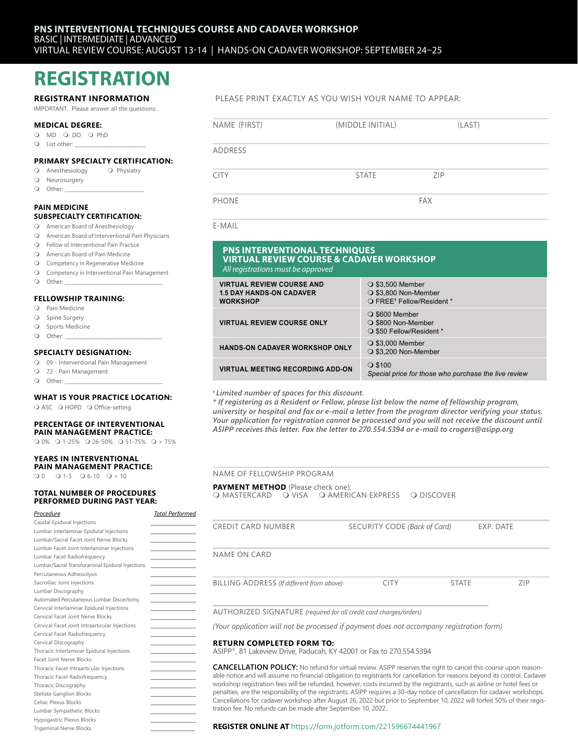**PNS INTERVENTIONAL TECHNIQUES COURSE AND CADAVER WORKSHOP**
BASIC | INTERMEDIATE | ADVANCED
VIRTUAL REVIEW COURSE: AUGUST 13-14 | HANDS-ON CADAVER WORKSHOP: SEPTEMBER 24–25

# REGISTRATION

## REGISTRANT INFORMATION

IMPORTANT. Please answer all the questions:

### MEDICAL DEGREE:

- ❍ MD ❍ DO ❍ PhD
- ❍ List other: ______________________

### PRIMARY SPECIALTY CERTIFICATION:

- ❍ Anesthesiology ❍ Physiatry
- ❍ Neurosurgery
- ❍ Other: ______________________

### PAIN MEDICINE SUBSPECIALTY CERTIFICATION:

- ❍ American Board of Anesthesiology
- ❍ American Board of Interventional Pain Physicians
- ❍ Fellow of Interventional Pain Practice
- ❍ American Board of Pain Medicine
- ❍ Competency in Regenerative Medicine
- ❍ Competency in Interventional Pain Management
- ❍ Other: ______________________

### FELLOWSHIP TRAINING:

- ❍ Pain Medicine
- ❍ Spine Surgery
- ❍ Sports Medicine
- ❍ Other: ______________________

### SPECIALTY DESIGNATION:

- ❍ 09 - Interventional Pain Management
- ❍ 72 - Pain Management
- ❍ Other: ______________________

### WHAT IS YOUR PRACTICE LOCATION:

❍ ASC ❍ HOPD ❍ Office-setting

### PERCENTAGE OF INTERVENTIONAL PAIN MANAGEMENT PRACTICE:

❍ 0% ❍ 1-25% ❍ 26-50% ❍ 51-75% ❍ > 75%

### YEARS IN INTERVENTIONAL PAIN MANAGEMENT PRACTICE:

❍ 0 ❍ 1-5 ❍ 6-10 ❍ > 10

### TOTAL NUMBER OF PROCEDURES PERFORMED DURING PAST YEAR:

| *Procedure* | *Total Performed* |
|---|---|
| Caudal Epidural Injections | |
| Lumbar Interlaminar Epidural Injections | |
| Lumbar/Sacral Facet Joint Nerve Blocks | |
| Lumbar Facet Joint Interlaminar Injections | |
| Lumbar Facet Radiofrequency | |
| Lumbar/Sacral Transforaminal Epidural Injections | |
| Percutaneous Adhesiolysis | |
| Sacroiliac Joint Injections | |
| Lumbar Discography | |
| Automated Percutaneous Lumbar Discectomy | |
| Cervical Interlaminar Epidural Injections | |
| Cervical Facet Joint Nerve Blocks | |
| Cervical Facet Joint Intraarticular Injections | |
| Cervical Facet Radiofrequency | |
| Cervical Discography | |
| Thoracic Interlaminar Epidural Injections | |
| Facet Joint Nerve Blocks | |
| Thoracic Facet Intraarticular Injections | |
| Thoracic Facet Radiofrequency | |
| Thoracic Discography | |
| Stellate Ganglion Blocks | |
| Celiac Plexus Blocks | |
| Lumbar Sympathetic Blocks | |
| Hypogastric Plexus Blocks | |
| Trigeminal Nerve Blocks | |

PLEASE PRINT EXACTLY AS YOU WISH YOUR NAME TO APPEAR:

NAME (FIRST) (MIDDLE INITIAL) (LAST)

ADDRESS

CITY STATE ZIP

PHONE FAX

E-MAIL

## PNS INTERVENTIONAL TECHNIQUES VIRTUAL REVIEW COURSE & CADAVER WORKSHOP

*All registrations must be approved*

| | |
|---|---|
| **VIRTUAL REVIEW COURSE AND 1.5 DAY HANDS-ON CADAVER WORKSHOP** | ❍ $3,500 Member<br>❍ $3,800 Non-Member<br>❍ FREE† Fellow/Resident * |
| **VIRTUAL REVIEW COURSE ONLY** | ❍ $600 Member<br>❍ $800 Non-Member<br>❍ $50 Fellow/Resident * |
| **HANDS-ON CADAVER WORKSHOP ONLY** | ❍ $3,000 Member<br>❍ $3,200 Non-Member |
| **VIRTUAL MEETING RECORDING ADD-ON** | ❍ $100<br>*Special price for those who purchase the live review* |

*† Limited number of spaces for this discount.*

*\* If registering as a Resident or Fellow, please list below the name of fellowship program, university or hospital and fax or e-mail a letter from the program director verifying your status. Your application for registration cannot be processed and you will not receive the discount until ASIPP receives this letter. Fax the letter to 270.554.5394 or e-mail to crogers@asipp.org*

NAME OF FELLOWSHIP PROGRAM

**PAYMENT METHOD** (Please check one):
❍ MASTERCARD ❍ VISA ❍ AMERICAN EXPRESS ❍ DISCOVER

CREDIT CARD NUMBER SECURITY CODE *(Back of Card)* EXP. DATE

NAME ON CARD

BILLING ADDRESS *(If different from above)* CITY STATE ZIP

______________________________________________

AUTHORIZED SIGNATURE *(required for all credit card charges/orders)*

*(Your application will not be processed if payment does not accompany registration form)*

**RETURN COMPLETED FORM TO:**
ASIPP®, 81 Lakeview Drive, Paducah, KY 42001 or Fax to 270.554.5394

**CANCELLATION POLICY:** No refund for virtual review. ASIPP reserves the right to cancel this course upon reasonable notice and will assume no financial obligation to registrants for cancellation for reasons beyond its control. Cadaver workshop registration fees will be refunded, however, costs incurred by the registrants, such as airline or hotel fees or penalties, are the responsibility of the registrants. ASIPP requires a 30-day notice of cancellation for cadaver workshops. Cancellations for cadaver workshop after August 26, 2022 but prior to September 10, 2022 will forfeit 50% of their registration fee. No refunds can be made after September 10, 2022..

**REGISTER ONLINE AT** https://form.jotform.com/221596674441967